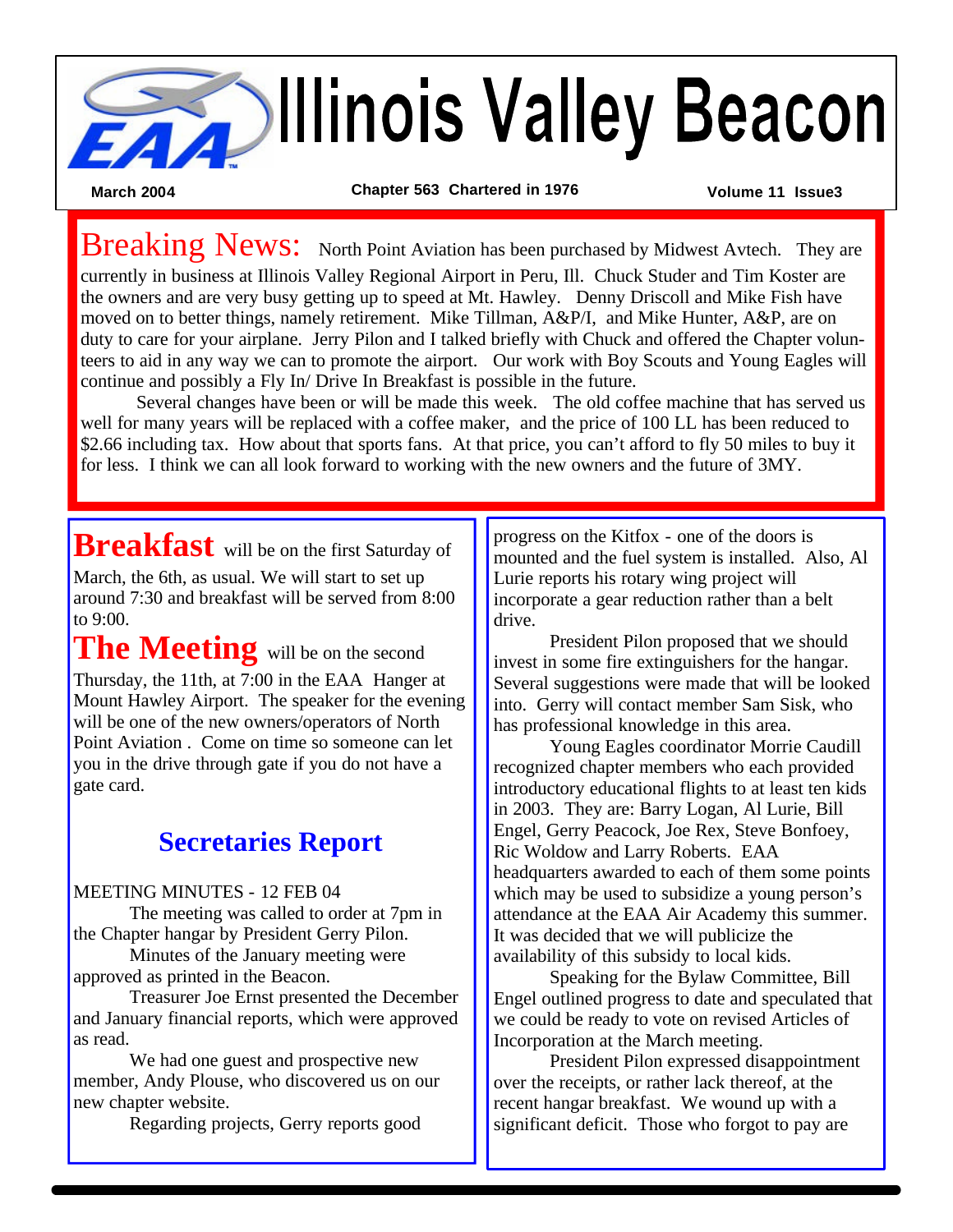# Illinois Valley Beacon

**March 2004** — **Chapter 563 Chartered in 1976** — **Volume 11 Issue3**

**Breaking News:** North Point Aviation has been purchased by Midwest Avtech. They are currently in business at Illinois Valley Regional Airport in Peru, Ill. Chuck Studer and Tim Koster are the owners and are very busy getting up to speed at Mt. Hawley. Denny Driscoll and Mike Fish have moved on to better things, namely retirement. Mike Tillman, A&P/I, and Mike Hunter, A&P, are on duty to care for your airplane. Jerry Pilon and I talked briefly with Chuck and offered the Chapter volunteers to aid in any way we can to promote the airport. Our work with Boy Scouts and Young Eagles will continue and possibly a Fly In/ Drive In Breakfast is possible in the future.

Several changes have been or will be made this week. The old coffee machine that has served us well for many years will be replaced with a coffee maker, and the price of 100 LL has been reduced to $2.66 including tax. How about that sports fans. At that price, you can't afford to fly 50 miles to buy it for less. I think we can all look forward to working with the new owners and the future of 3MY.

**Breakfast** will be on the first Saturday of March, the 6th, as usual. We will start to set up around 7:30 and breakfast will be served from 8:00 to 9:00.

**The Meeting** will be on the second Thursday, the 11th, at 7:00 in the EAA Hanger at Mount Hawley Airport. The speaker for the evening will be one of the new owners/operators of North Point Aviation . Come on time so someone can let you in the drive through gate if you do not have a gate card.

## Secretaries Report

MEETING MINUTES - 12 FEB 04

The meeting was called to order at 7pm in the Chapter hangar by President Gerry Pilon.

Minutes of the January meeting were approved as printed in the Beacon.

Treasurer Joe Ernst presented the December and January financial reports, which were approved as read.

We had one guest and prospective new member, Andy Plouse, who discovered us on our new chapter website.

Regarding projects, Gerry reports good progress on the Kitfox - one of the doors is mounted and the fuel system is installed. Also, Al Lurie reports his rotary wing project will incorporate a gear reduction rather than a belt drive.

President Pilon proposed that we should invest in some fire extinguishers for the hangar. Several suggestions were made that will be looked into. Gerry will contact member Sam Sisk, who has professional knowledge in this area.

Young Eagles coordinator Morrie Caudill recognized chapter members who each provided introductory educational flights to at least ten kids in 2003. They are: Barry Logan, Al Lurie, Bill Engel, Gerry Peacock, Joe Rex, Steve Bonfoey, Ric Woldow and Larry Roberts. EAA headquarters awarded to each of them some points which may be used to subsidize a young person's attendance at the EAA Air Academy this summer. It was decided that we will publicize the availability of this subsidy to local kids.

Speaking for the Bylaw Committee, Bill Engel outlined progress to date and speculated that we could be ready to vote on revised Articles of Incorporation at the March meeting.

President Pilon expressed disappointment over the receipts, or rather lack thereof, at the recent hangar breakfast. We wound up with a significant deficit. Those who forgot to pay are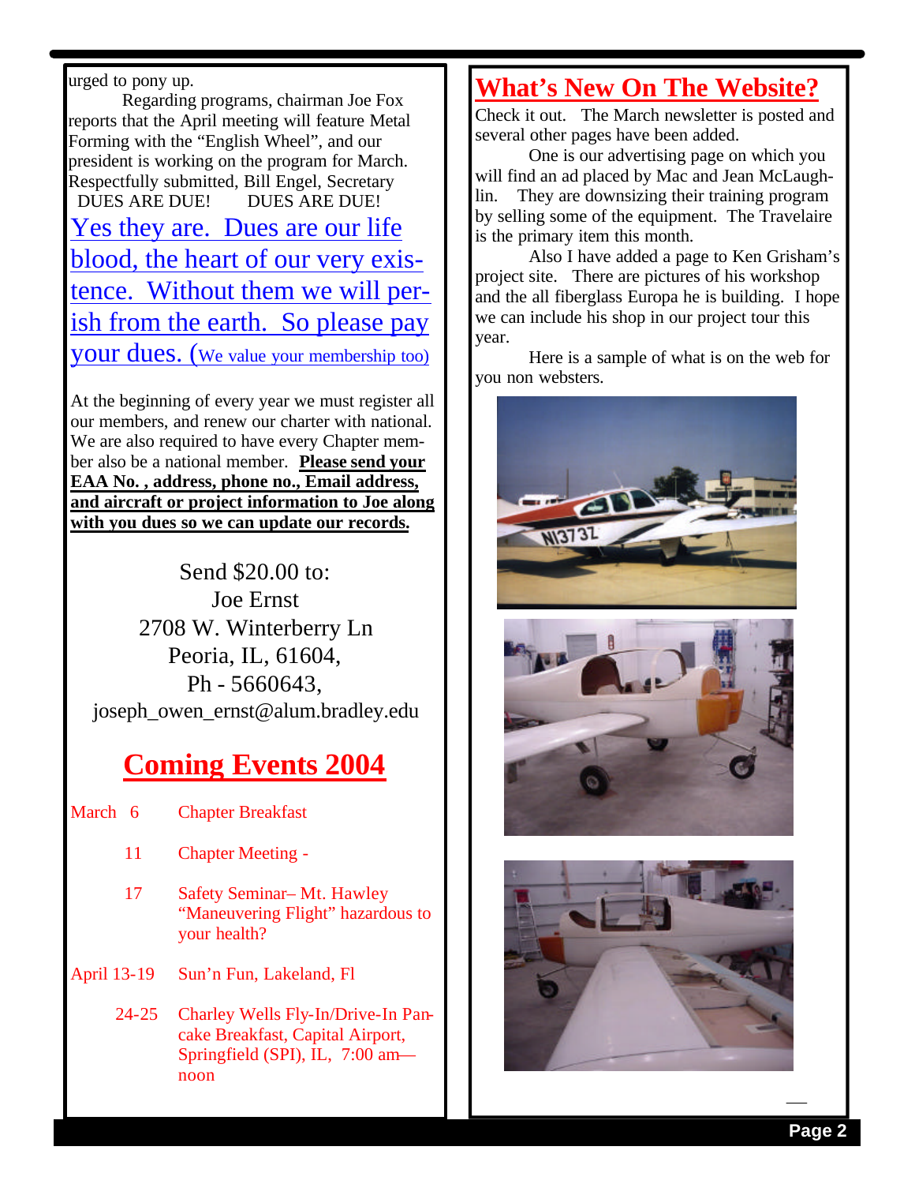urged to pony up.

Regarding programs, chairman Joe Fox reports that the April meeting will feature Metal Forming with the "English Wheel", and our president is working on the program for March.

Respectfully submitted, Bill Engel, Secretary

DUES ARE DUE!      DUES ARE DUE!

Yes they are. Dues are our life blood, the heart of our very existence. Without them we will perish from the earth. So please pay your dues. (We value your membership too)

At the beginning of every year we must register all our members, and renew our charter with national. We are also required to have every Chapter member also be a national member. **Please send your EAA No. , address, phone no., Email address, and aircraft or project information to Joe along with you dues so we can update our records.**

Send $20.00 to:
Joe Ernst
2708 W. Winterberry Ln
Peoria, IL, 61604,
Ph - 5660643,
joseph_owen_ernst@alum.bradley.edu

## Coming Events 2004

| | | |
|---|---|---|
| March | 6 | Chapter Breakfast |
| | 11 | Chapter Meeting - |
| | 17 | Safety Seminar– Mt. Hawley "Maneuvering Flight" hazardous to your health? |
| April | 13-19 | Sun'n Fun, Lakeland, Fl |
| | 24-25 | Charley Wells Fly-In/Drive-In Pancake Breakfast, Capital Airport, Springfield (SPI), IL, 7:00 am—noon |

## What's New On The Website?

Check it out. The March newsletter is posted and several other pages have been added.

One is our advertising page on which you will find an ad placed by Mac and Jean McLaughlin. They are downsizing their training program by selling some of the equipment. The Travelaire is the primary item this month.

Also I have added a page to Ken Grisham's project site. There are pictures of his workshop and the all fiberglass Europa he is building. I hope we can include his shop in our project tour this year.

Here is a sample of what is on the web for you non websters.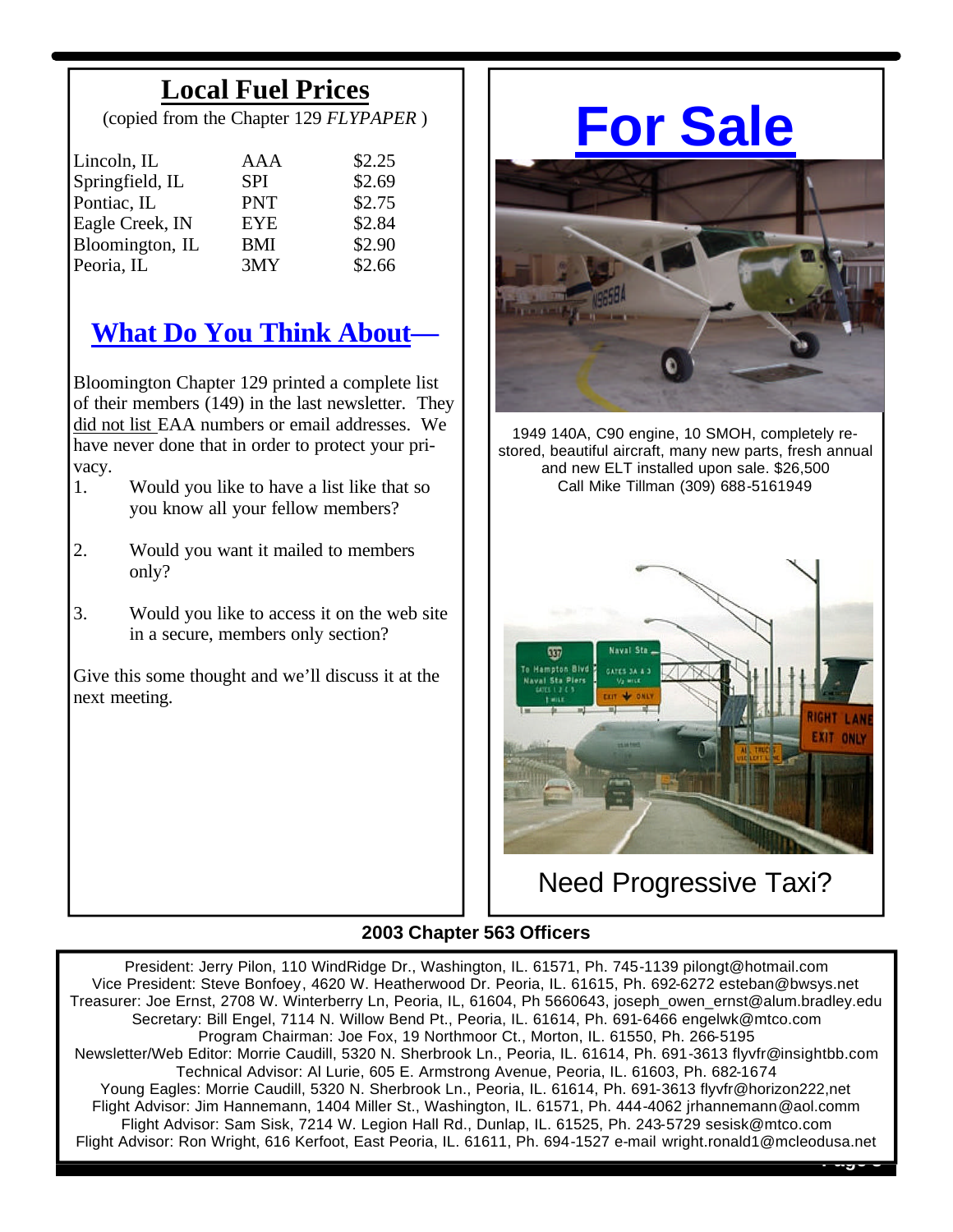## Local Fuel Prices

(copied from the Chapter 129 *FLYPAPER* )

| | | |
|---|---|---|
| Lincoln, IL | AAA | $2.25 |
| Springfield, IL | SPI | $2.69 |
| Pontiac, IL | PNT | $2.75 |
| Eagle Creek, IN | EYE | $2.84 |
| Bloomington, IL | BMI | $2.90 |
| Peoria, IL | 3MY | $2.66 |

## What Do You Think About—

Bloomington Chapter 129 printed a complete list of their members (149) in the last newsletter. They did not list EAA numbers or email addresses. We have never done that in order to protect your privacy.

1. Would you like to have a list like that so you know all your fellow members?

2. Would you want it mailed to members only?

3. Would you like to access it on the web site in a secure, members only section?

Give this some thought and we'll discuss it at the next meeting.

# For Sale

1949 140A, C90 engine, 10 SMOH, completely restored, beautiful aircraft, many new parts, fresh annual and new ELT installed upon sale. $26,500
Call Mike Tillman (309) 688-5161949

Need Progressive Taxi?

**2003 Chapter 563 Officers**

President: Jerry Pilon, 110 WindRidge Dr., Washington, IL. 61571, Ph. 745-1139 pilongt@hotmail.com
Vice President: Steve Bonfoey, 4620 W. Heatherwood Dr. Peoria, IL. 61615, Ph. 692-6272 esteban@bwsys.net
Treasurer: Joe Ernst, 2708 W. Winterberry Ln, Peoria, IL, 61604, Ph 5660643, joseph_owen_ernst@alum.bradley.edu
Secretary: Bill Engel, 7114 N. Willow Bend Pt., Peoria, IL. 61614, Ph. 691-6466 engelwk@mtco.com
Program Chairman: Joe Fox, 19 Northmoor Ct., Morton, IL. 61550, Ph. 266-5195
Newsletter/Web Editor: Morrie Caudill, 5320 N. Sherbrook Ln., Peoria, IL. 61614, Ph. 691-3613 flyvfr@insightbb.com
Technical Advisor: Al Lurie, 605 E. Armstrong Avenue, Peoria, IL. 61603, Ph. 682-1674
Young Eagles: Morrie Caudill, 5320 N. Sherbrook Ln., Peoria, IL. 61614, Ph. 691-3613 flyvfr@horizon222,net
Flight Advisor: Jim Hannemann, 1404 Miller St., Washington, IL. 61571, Ph. 444-4062 jrhannemann@aol.comm
Flight Advisor: Sam Sisk, 7214 W. Legion Hall Rd., Dunlap, IL. 61525, Ph. 243-5729 sesisk@mtco.com
Flight Advisor: Ron Wright, 616 Kerfoot, East Peoria, IL. 61611, Ph. 694-1527 e-mail wright.ronald1@mcleodusa.net